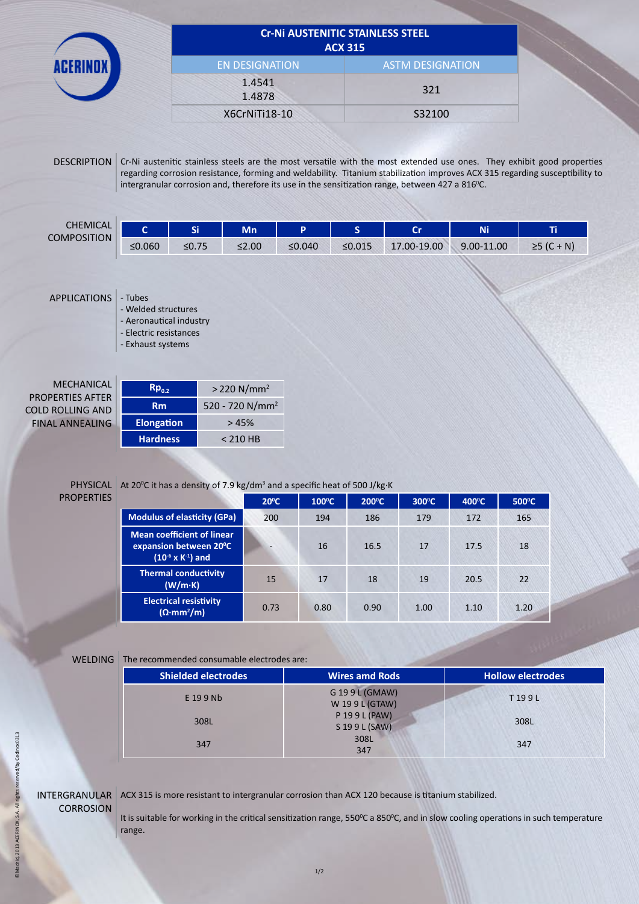# Cr-Ni AUSTENITIC STAINLESS STEEL ACX 315

| EN DESIGNATION | ASTM DESIGNATION |
|---|---|
| 1.4541<br>1.4878 | 321 |
| X6CrNiTi18-10 | S32100 |

## DESCRIPTION

Cr-Ni austenitic stainless steels are the most versatile with the most extended use ones. They exhibit good properties regarding corrosion resistance, forming and weldability. Titanium stabilization improves ACX 315 regarding susceptibility to intergranular corrosion and, therefore its use in the sensitization range, between 427 a 816ºC.

## CHEMICAL COMPOSITION

| C | Si | Mn | P | S | Cr | Ni | Ti |
|---|---|---|---|---|---|---|---|
| ≤0.060 | ≤0.75 | ≤2.00 | ≤0.040 | ≤0.015 | 17.00-19.00 | 9.00-11.00 | ≥5 (C + N) |

## APPLICATIONS

- Tubes
- Welded structures
- Aeronautical industry
- Electric resistances
- Exhaust systems

## MECHANICAL PROPERTIES AFTER COLD ROLLING AND FINAL ANNEALING

| Property | Value |
|---|---|
| $Rp_{0.2}$ | > 220 N/mm² |
| Rm | 520 - 720 N/mm² |
| Elongation | > 45% |
| Hardness | < 210 HB |

## PHYSICAL PROPERTIES

At 20ºC it has a density of 7.9 kg/dm³ and a specific heat of 500 J/kg·K

| | 20ºC | 100ºC | 200ºC | 300ºC | 400ºC | 500ºC |
|---|---|---|---|---|---|---|
| Modulus of elasticity (GPa) | 200 | 194 | 186 | 179 | 172 | 165 |
| Mean coefficient of linear expansion between 20ºC ($10^{-6}$ x $K^{-1}$) and | - | 16 | 16.5 | 17 | 17.5 | 18 |
| Thermal conductivity (W/m·K) | 15 | 17 | 18 | 19 | 20.5 | 22 |
| Electrical resistivity (Ω·mm²/m) | 0.73 | 0.80 | 0.90 | 1.00 | 1.10 | 1.20 |

## WELDING

The recommended consumable electrodes are:

| Shielded electrodes | Wires amd Rods | Hollow electrodes |
|---|---|---|
| E 19 9 Nb | G 19 9 L (GMAW)<br>W 19 9 L (GTAW) | T 19 9 L |
| 308L | P 19 9 L (PAW)<br>S 19 9 L (SAW) | 308L |
| 347 | 308L<br>347 | 347 |

## INTERGRANULAR CORROSION

ACX 315 is more resistant to intergranular corrosion than ACX 120 because is titanium stabilized.

It is suitable for working in the critical sensitization range, 550ºC a 850ºC, and in slow cooling operations in such temperature range.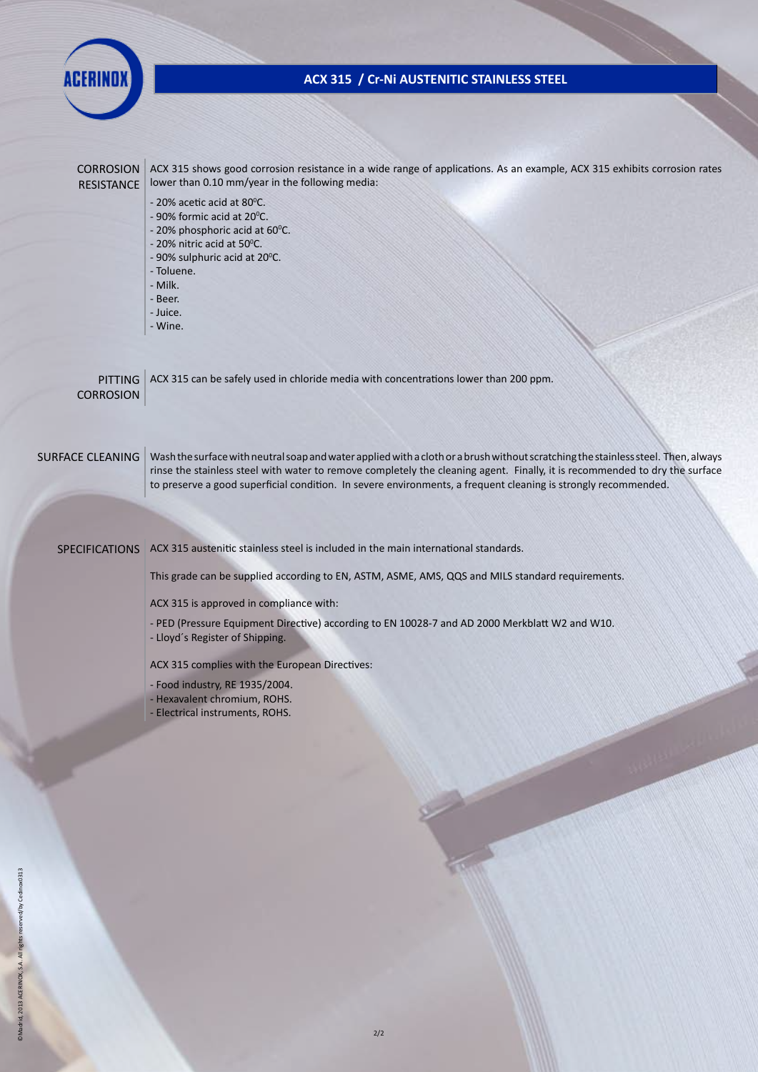# ACX 315 / Cr-Ni AUSTENITIC STAINLESS STEEL

## CORROSION RESISTANCE

ACX 315 shows good corrosion resistance in a wide range of applications. As an example, ACX 315 exhibits corrosion rates lower than 0.10 mm/year in the following media:

- 20% acetic acid at 80ºC.
- 90% formic acid at 20ºC.
- 20% phosphoric acid at 60ºC.
- 20% nitric acid at 50ºC.
- 90% sulphuric acid at 20ºC.
- Toluene.
- Milk.
- Beer.
- Juice.
- Wine.

## PITTING CORROSION

ACX 315 can be safely used in chloride media with concentrations lower than 200 ppm.

## SURFACE CLEANING

Wash the surface with neutral soap and water applied with a cloth or a brush without scratching the stainless steel. Then, always rinse the stainless steel with water to remove completely the cleaning agent. Finally, it is recommended to dry the surface to preserve a good superficial condition. In severe environments, a frequent cleaning is strongly recommended.

## SPECIFICATIONS

ACX 315 austenitic stainless steel is included in the main international standards.

This grade can be supplied according to EN, ASTM, ASME, AMS, QQS and MILS standard requirements.

ACX 315 is approved in compliance with:

- PED (Pressure Equipment Directive) according to EN 10028-7 and AD 2000 Merkblatt W2 and W10.
- Lloyd´s Register of Shipping.

ACX 315 complies with the European Directives:

- Food industry, RE 1935/2004.
- Hexavalent chromium, ROHS.
- Electrical instruments, ROHS.

©Madrid, 2013 ACERINOX, S.A. All rights reserved/by Cedinox0313